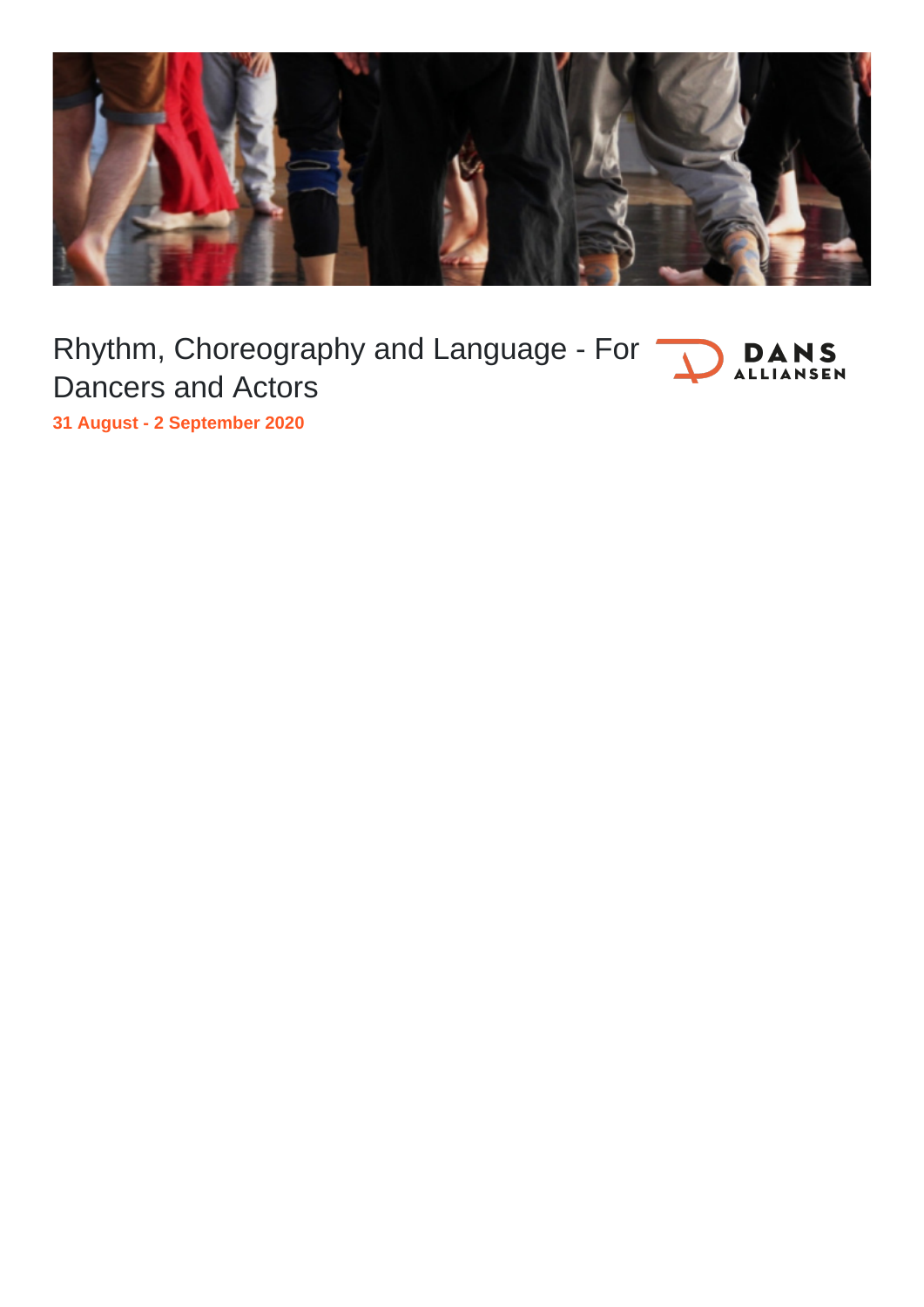# Rhythm, Choreography and Language - For Dancers and Actors

**31 August - 2 September 2020**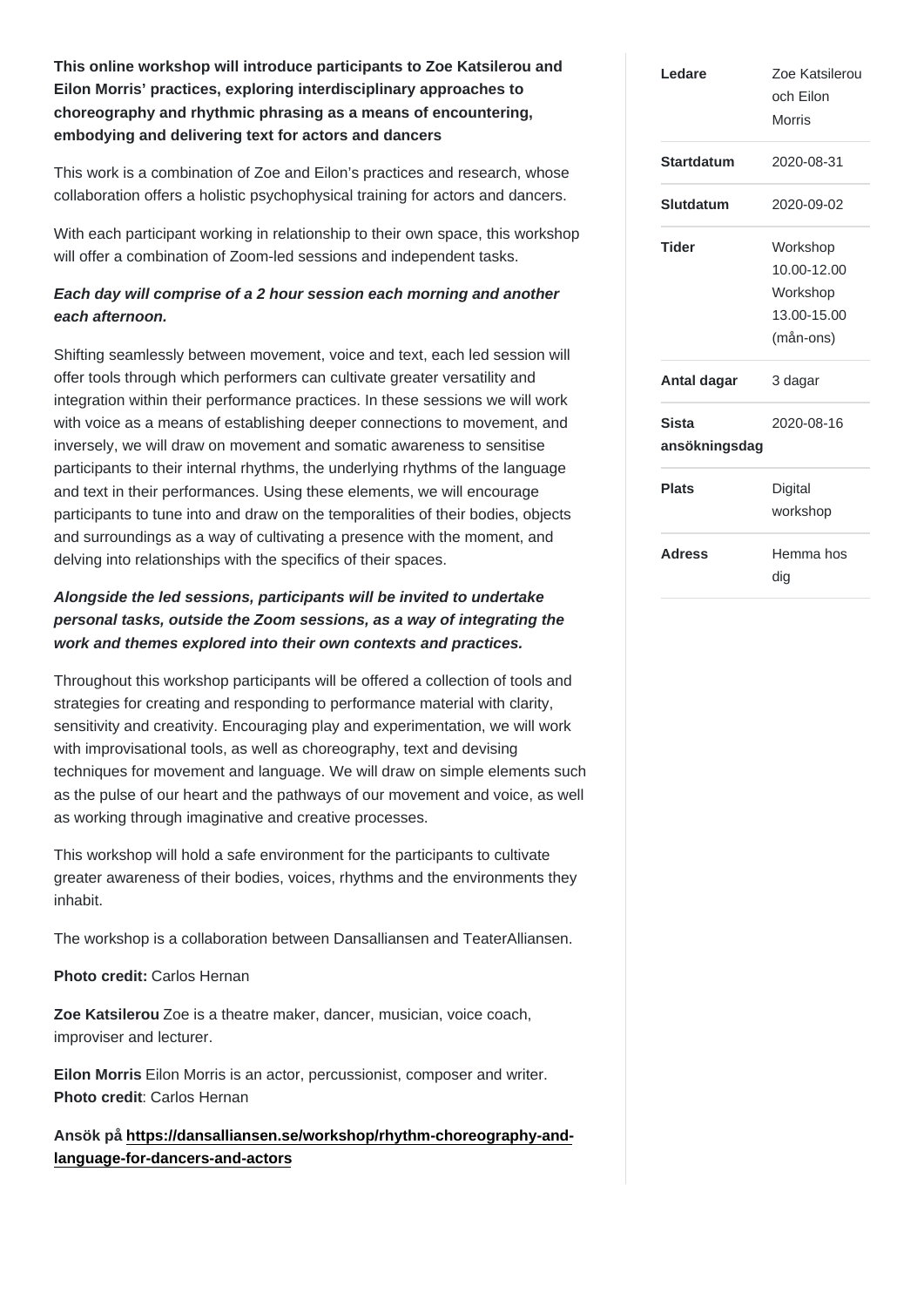**This online workshop will introduce participants to Zoe Katsilerou and Eilon Morris' practices, exploring interdisciplinary approaches to choreography and rhythmic phrasing as a means of encountering, embodying and delivering text for actors and dancers**

This work is a combination of Zoe and Eilon's practices and research, whose collaboration offers a holistic psychophysical training for actors and dancers.

With each participant working in relationship to their own space, this workshop will offer a combination of Zoom-led sessions and independent tasks.

***Each day will comprise of a 2 hour session each morning and another each afternoon.***

Shifting seamlessly between movement, voice and text, each led session will offer tools through which performers can cultivate greater versatility and integration within their performance practices. In these sessions we will work with voice as a means of establishing deeper connections to movement, and inversely, we will draw on movement and somatic awareness to sensitise participants to their internal rhythms, the underlying rhythms of the language and text in their performances. Using these elements, we will encourage participants to tune into and draw on the temporalities of their bodies, objects and surroundings as a way of cultivating a presence with the moment, and delving into relationships with the specifics of their spaces.

***Alongside the led sessions, participants will be invited to undertake personal tasks, outside the Zoom sessions, as a way of integrating the work and themes explored into their own contexts and practices.***

Throughout this workshop participants will be offered a collection of tools and strategies for creating and responding to performance material with clarity, sensitivity and creativity. Encouraging play and experimentation, we will work with improvisational tools, as well as choreography, text and devising techniques for movement and language. We will draw on simple elements such as the pulse of our heart and the pathways of our movement and voice, as well as working through imaginative and creative processes.

This workshop will hold a safe environment for the participants to cultivate greater awareness of their bodies, voices, rhythms and the environments they inhabit.

The workshop is a collaboration between Dansalliansen and TeaterAlliansen.

**Photo credit:** Carlos Hernan

**Zoe Katsilerou** Zoe is a theatre maker, dancer, musician, voice coach, improviser and lecturer.

**Eilon Morris** Eilon Morris is an actor, percussionist, composer and writer.
**Photo credit**: Carlos Hernan

**Ansök på https://dansalliansen.se/workshop/rhythm-choreography-and-language-for-dancers-and-actors**

| | |
|---|---|
| **Ledare** | Zoe Katsilerou och Eilon Morris |
| **Startdatum** | 2020-08-31 |
| **Slutdatum** | 2020-09-02 |
| **Tider** | Workshop 10.00-12.00 Workshop 13.00-15.00 (mån-ons) |
| **Antal dagar** | 3 dagar |
| **Sista ansökningsdag** | 2020-08-16 |
| **Plats** | Digital workshop |
| **Adress** | Hemma hos dig |